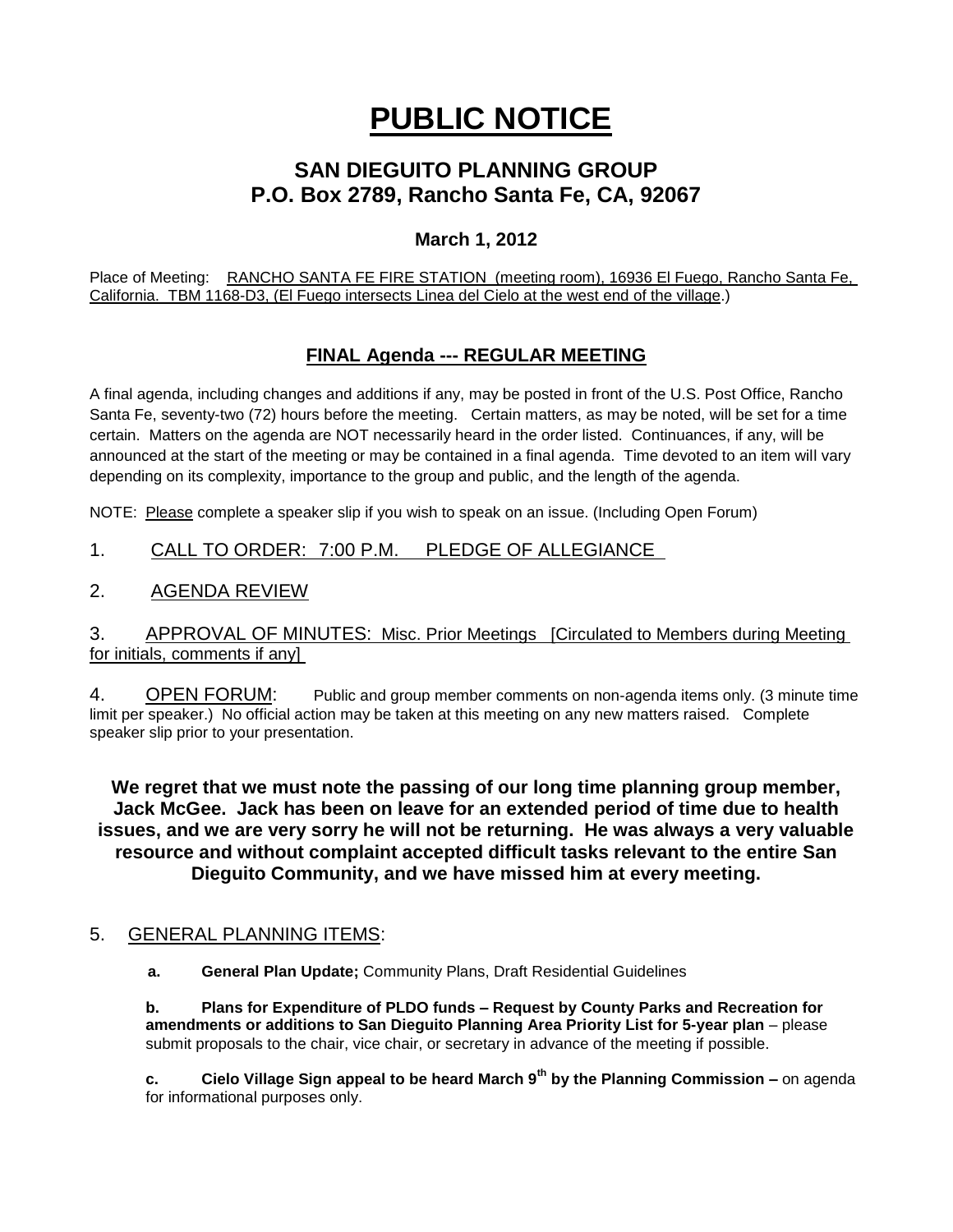# PUBLIC NOTICE

## SAN DIEGUITO PLANNING GROUP
## P.O. Box 2789, Rancho Santa Fe, CA, 92067

### March 1, 2012

Place of Meeting: RANCHO SANTA FE FIRE STATION (meeting room), 16936 El Fuego, Rancho Santa Fe, California. TBM 1168-D3, (El Fuego intersects Linea del Cielo at the west end of the village.)

### FINAL Agenda --- REGULAR MEETING

A final agenda, including changes and additions if any, may be posted in front of the U.S. Post Office, Rancho Santa Fe, seventy-two (72) hours before the meeting. Certain matters, as may be noted, will be set for a time certain. Matters on the agenda are NOT necessarily heard in the order listed. Continuances, if any, will be announced at the start of the meeting or may be contained in a final agenda. Time devoted to an item will vary depending on its complexity, importance to the group and public, and the length of the agenda.

NOTE: Please complete a speaker slip if you wish to speak on an issue. (Including Open Forum)

1. CALL TO ORDER: 7:00 P.M. PLEDGE OF ALLEGIANCE

2. AGENDA REVIEW

3. APPROVAL OF MINUTES: Misc. Prior Meetings [Circulated to Members during Meeting for initials, comments if any]

4. OPEN FORUM: Public and group member comments on non-agenda items only. (3 minute time limit per speaker.) No official action may be taken at this meeting on any new matters raised. Complete speaker slip prior to your presentation.

**We regret that we must note the passing of our long time planning group member, Jack McGee. Jack has been on leave for an extended period of time due to health issues, and we are very sorry he will not be returning. He was always a very valuable resource and without complaint accepted difficult tasks relevant to the entire San Dieguito Community, and we have missed him at every meeting.**

5. GENERAL PLANNING ITEMS:

   **a. General Plan Update;** Community Plans, Draft Residential Guidelines

   **b. Plans for Expenditure of PLDO funds – Request by County Parks and Recreation for amendments or additions to San Dieguito Planning Area Priority List for 5-year plan** – please submit proposals to the chair, vice chair, or secretary in advance of the meeting if possible.

   **c. Cielo Village Sign appeal to be heard March 9th by the Planning Commission –** on agenda for informational purposes only.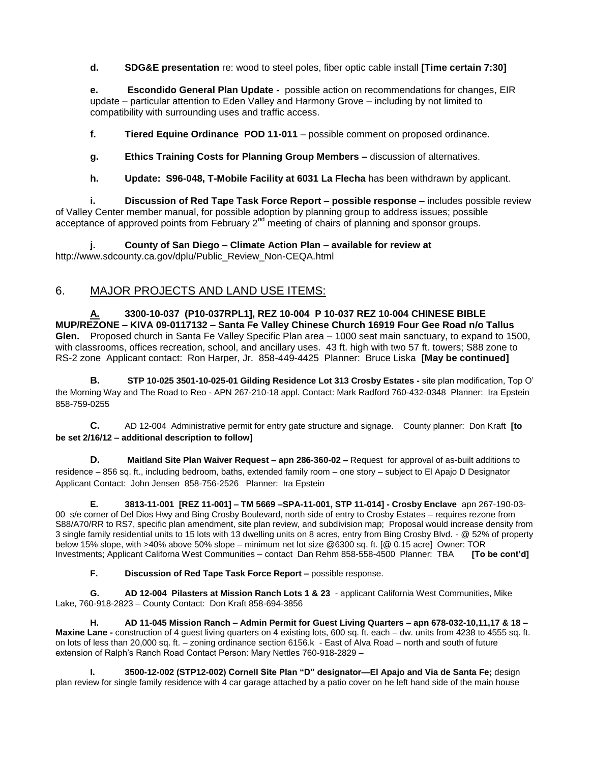**d.** **SDG&E presentation** re: wood to steel poles, fiber optic cable install **[Time certain 7:30]**

**e.** **Escondido General Plan Update -** possible action on recommendations for changes, EIR update – particular attention to Eden Valley and Harmony Grove – including by not limited to compatibility with surrounding uses and traffic access.

**f.** **Tiered Equine Ordinance POD 11-011** – possible comment on proposed ordinance.

**g.** **Ethics Training Costs for Planning Group Members –** discussion of alternatives.

**h.** **Update: S96-048, T-Mobile Facility at 6031 La Flecha** has been withdrawn by applicant.

**i.** **Discussion of Red Tape Task Force Report – possible response –** includes possible review of Valley Center member manual, for possible adoption by planning group to address issues; possible acceptance of approved points from February 2nd meeting of chairs of planning and sponsor groups.

**j.** **County of San Diego – Climate Action Plan – available for review at** http://www.sdcounty.ca.gov/dplu/Public_Review_Non-CEQA.html

## 6. MAJOR PROJECTS AND LAND USE ITEMS:

**A. 3300-10-037 (P10-037RPL1], REZ 10-004 P 10-037 REZ 10-004 CHINESE BIBLE MUP/REZONE – KIVA 09-0117132 – Santa Fe Valley Chinese Church 16919 Four Gee Road n/o Tallus Glen.** Proposed church in Santa Fe Valley Specific Plan area – 1000 seat main sanctuary, to expand to 1500, with classrooms, offices recreation, school, and ancillary uses. 43 ft. high with two 57 ft. towers; S88 zone to RS-2 zone Applicant contact: Ron Harper, Jr. 858-449-4425 Planner: Bruce Liska **[May be continued]**

**B. STP 10-025 3501-10-025-01 Gilding Residence Lot 313 Crosby Estates -** site plan modification, Top O' the Morning Way and The Road to Reo - APN 267-210-18 appl. Contact: Mark Radford 760-432-0348 Planner: Ira Epstein 858-759-0255

**C.** AD 12-004 Administrative permit for entry gate structure and signage. County planner: Don Kraft **[to be set 2/16/12 – additional description to follow]**

**D. Maitland Site Plan Waiver Request – apn 286-360-02 –** Request for approval of as-built additions to residence – 856 sq. ft., including bedroom, baths, extended family room – one story – subject to El Apajo D Designator Applicant Contact: John Jensen 858-756-2526 Planner: Ira Epstein

**E. 3813-11-001 [REZ 11-001] – TM 5669 –SPA-11-001, STP 11-014] - Crosby Enclave** apn 267-190-03-00 s/e corner of Del Dios Hwy and Bing Crosby Boulevard, north side of entry to Crosby Estates – requires rezone from S88/A70/RR to RS7, specific plan amendment, site plan review, and subdivision map; Proposal would increase density from 3 single family residential units to 15 lots with 13 dwelling units on 8 acres, entry from Bing Crosby Blvd. - @ 52% of property below 15% slope, with >40% above 50% slope – minimum net lot size @6300 sq. ft. [@ 0.15 acre] Owner: TOR Investments; Applicant Californa West Communities – contact Dan Rehm 858-558-4500 Planner: TBA **[To be cont'd]**

**F. Discussion of Red Tape Task Force Report –** possible response.

**G. AD 12-004 Pilasters at Mission Ranch Lots 1 & 23** - applicant California West Communities, Mike Lake, 760-918-2823 – County Contact: Don Kraft 858-694-3856

**H. AD 11-045 Mission Ranch – Admin Permit for Guest Living Quarters – apn 678-032-10,11,17 & 18 – Maxine Lane -** construction of 4 guest living quarters on 4 existing lots, 600 sq. ft. each – dw. units from 4238 to 4555 sq. ft. on lots of less than 20,000 sq. ft. – zoning ordinance section 6156.k - East of Alva Road – north and south of future extension of Ralph's Ranch Road Contact Person: Mary Nettles 760-918-2829 –

**I. 3500-12-002 (STP12-002) Cornell Site Plan "D" designator—El Apajo and Via de Santa Fe;** design plan review for single family residence with 4 car garage attached by a patio cover on he left hand side of the main house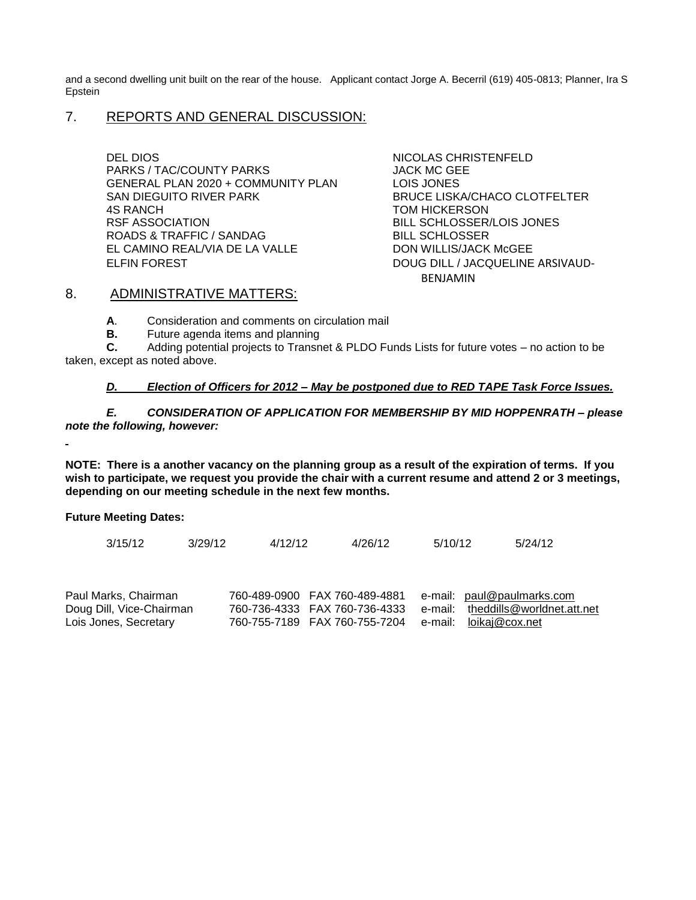and a second dwelling unit built on the rear of the house. Applicant contact Jorge A. Becerril (619) 405-0813; Planner, Ira S Epstein

## 7. REPORTS AND GENERAL DISCUSSION:

| | |
|---|---|
| DEL DIOS | NICOLAS CHRISTENFELD |
| PARKS / TAC/COUNTY PARKS | JACK MC GEE |
| GENERAL PLAN 2020 + COMMUNITY PLAN | LOIS JONES |
| SAN DIEGUITO RIVER PARK | BRUCE LISKA/CHACO CLOTFELTER |
| 4S RANCH | TOM HICKERSON |
| RSF ASSOCIATION | BILL SCHLOSSER/LOIS JONES |
| ROADS & TRAFFIC / SANDAG | BILL SCHLOSSER |
| EL CAMINO REAL/VIA DE LA VALLE | DON WILLIS/JACK McGEE |
| ELFIN FOREST | DOUG DILL / JACQUELINE ARSIVAUD-BENJAMIN |

## 8. ADMINISTRATIVE MATTERS:

**A**. Consideration and comments on circulation mail

**B.** Future agenda items and planning

**C.** Adding potential projects to Transnet & PLDO Funds Lists for future votes – no action to be taken, except as noted above.

***D. Election of Officers for 2012 – May be postponed due to RED TAPE Task Force Issues.***

***E. CONSIDERATION OF APPLICATION FOR MEMBERSHIP BY MID HOPPENRATH – please note the following, however:***

**NOTE: There is a another vacancy on the planning group as a result of the expiration of terms. If you wish to participate, we request you provide the chair with a current resume and attend 2 or 3 meetings, depending on our meeting schedule in the next few months.**

**Future Meeting Dates:**

3/15/12 3/29/12 4/12/12 4/26/12 5/10/12 5/24/12

| | | | |
|---|---|---|---|
| Paul Marks, Chairman | 760-489-0900 | FAX 760-489-4881 | e-mail: paul@paulmarks.com |
| Doug Dill, Vice-Chairman | 760-736-4333 | FAX 760-736-4333 | e-mail: theddills@worldnet.att.net |
| Lois Jones, Secretary | 760-755-7189 | FAX 760-755-7204 | e-mail: loikaj@cox.net |